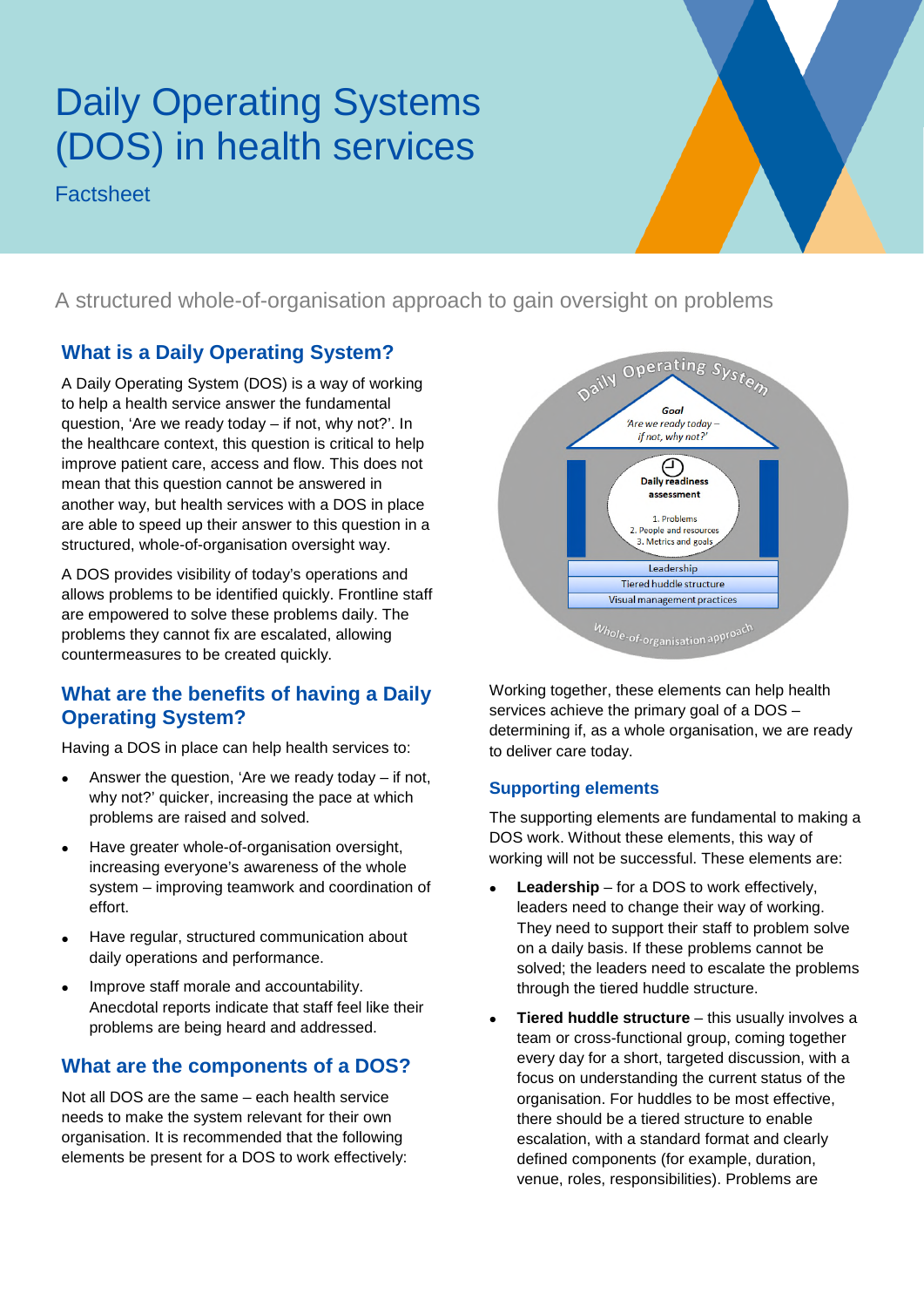# Daily Operating Systems (DOS) in health services

Factsheet

A structured whole-of-organisation approach to gain oversight on problems

## What is a Daily Operating System?

A Daily Operating System (DOS) is a way of working to help a health service answer the fundamental question, 'Are we ready today – if not, why not?'. In the healthcare context, this question is critical to help improve patient care, access and flow. This does not mean that this question cannot be answered in another way, but health services with a DOS in place are able to speed up their answer to this question in a structured, whole-of-organisation oversight way.

A DOS provides visibility of today's operations and allows problems to be identified quickly. Frontline staff are empowered to solve these problems daily. The problems they cannot fix are escalated, allowing countermeasures to be created quickly.

## What are the benefits of having a Daily Operating System?

Having a DOS in place can help health services to:

- Answer the question, 'Are we ready today – if not, why not?' quicker, increasing the pace at which problems are raised and solved.
- Have greater whole-of-organisation oversight, increasing everyone's awareness of the whole system – improving teamwork and coordination of effort.
- Have regular, structured communication about daily operations and performance.
- Improve staff morale and accountability. Anecdotal reports indicate that staff feel like their problems are being heard and addressed.

## What are the components of a DOS?

Not all DOS are the same – each health service needs to make the system relevant for their own organisation. It is recommended that the following elements be present for a DOS to work effectively:

Daily Operating System

Goal
*'Are we ready today – if not, why not?'*

Daily readiness assessment

1. Problems
2. People and resources
3. Metrics and goals

Leadership

Tiered huddle structure

Visual management practices

Whole-of-organisation approach

Working together, these elements can help health services achieve the primary goal of a DOS – determining if, as a whole organisation, we are ready to deliver care today.

### Supporting elements

The supporting elements are fundamental to making a DOS work. Without these elements, this way of working will not be successful. These elements are:

- **Leadership** – for a DOS to work effectively, leaders need to change their way of working. They need to support their staff to problem solve on a daily basis. If these problems cannot be solved; the leaders need to escalate the problems through the tiered huddle structure.
- **Tiered huddle structure** – this usually involves a team or cross-functional group, coming together every day for a short, targeted discussion, with a focus on understanding the current status of the organisation. For huddles to be most effective, there should be a tiered structure to enable escalation, with a standard format and clearly defined components (for example, duration, venue, roles, responsibilities). Problems are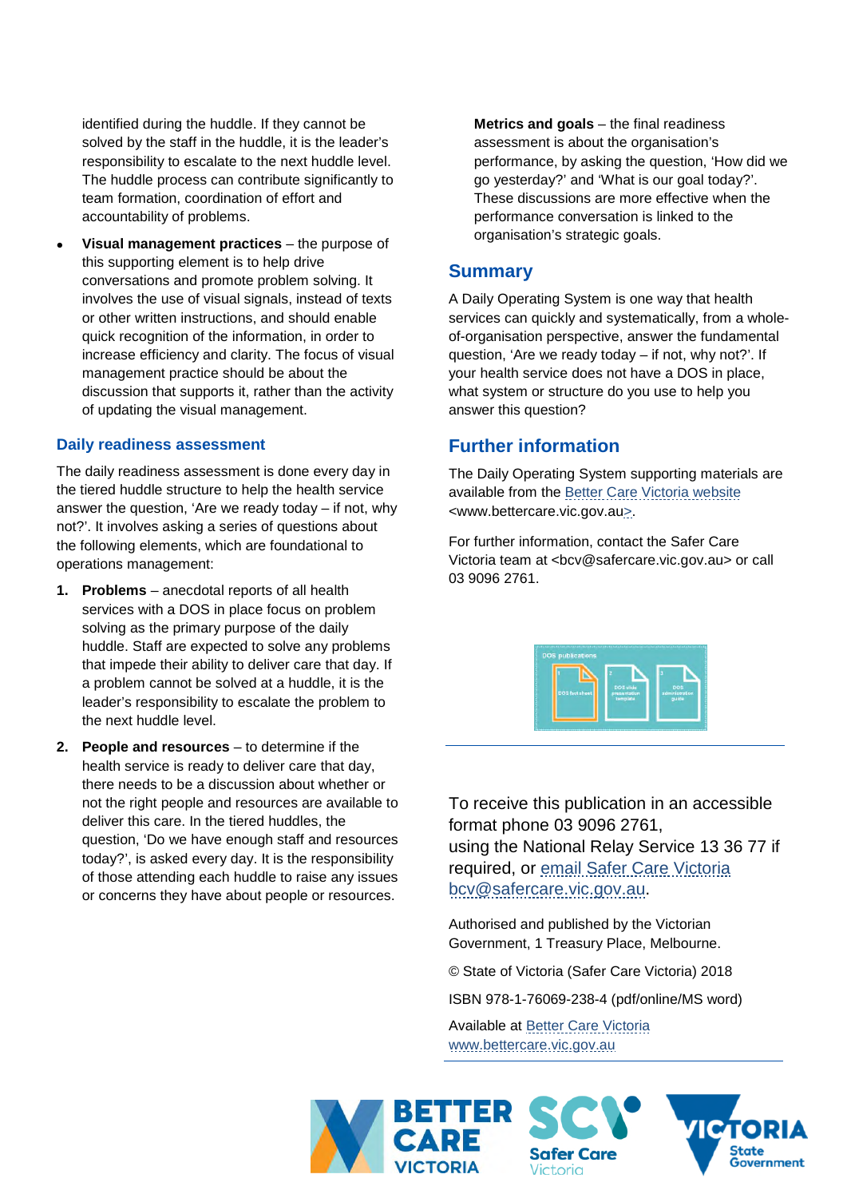identified during the huddle. If they cannot be solved by the staff in the huddle, it is the leader's responsibility to escalate to the next huddle level. The huddle process can contribute significantly to team formation, coordination of effort and accountability of problems.

- **Visual management practices** – the purpose of this supporting element is to help drive conversations and promote problem solving. It involves the use of visual signals, instead of texts or other written instructions, and should enable quick recognition of the information, in order to increase efficiency and clarity. The focus of visual management practice should be about the discussion that supports it, rather than the activity of updating the visual management.

### Daily readiness assessment

The daily readiness assessment is done every day in the tiered huddle structure to help the health service answer the question, 'Are we ready today – if not, why not?'. It involves asking a series of questions about the following elements, which are foundational to operations management:

1. **Problems** – anecdotal reports of all health services with a DOS in place focus on problem solving as the primary purpose of the daily huddle. Staff are expected to solve any problems that impede their ability to deliver care that day. If a problem cannot be solved at a huddle, it is the leader's responsibility to escalate the problem to the next huddle level.
2. **People and resources** – to determine if the health service is ready to deliver care that day, there needs to be a discussion about whether or not the right people and resources are available to deliver this care. In the tiered huddles, the question, 'Do we have enough staff and resources today?', is asked every day. It is the responsibility of those attending each huddle to raise any issues or concerns they have about people or resources.

**Metrics and goals** – the final readiness assessment is about the organisation's performance, by asking the question, 'How did we go yesterday?' and 'What is our goal today?'. These discussions are more effective when the performance conversation is linked to the organisation's strategic goals.

## Summary

A Daily Operating System is one way that health services can quickly and systematically, from a whole-of-organisation perspective, answer the fundamental question, 'Are we ready today – if not, why not?'. If your health service does not have a DOS in place, what system or structure do you use to help you answer this question?

## Further information

The Daily Operating System supporting materials are available from the Better Care Victoria website <www.bettercare.vic.gov.au>.

For further information, contact the Safer Care Victoria team at <bcv@safercare.vic.gov.au> or call 03 9096 2761.

To receive this publication in an accessible format phone 03 9096 2761, using the National Relay Service 13 36 77 if required, or email Safer Care Victoria bcv@safercare.vic.gov.au.

Authorised and published by the Victorian Government, 1 Treasury Place, Melbourne.

© State of Victoria (Safer Care Victoria) 2018

ISBN 978-1-76069-238-4 (pdf/online/MS word)

Available at Better Care Victoria www.bettercare.vic.gov.au